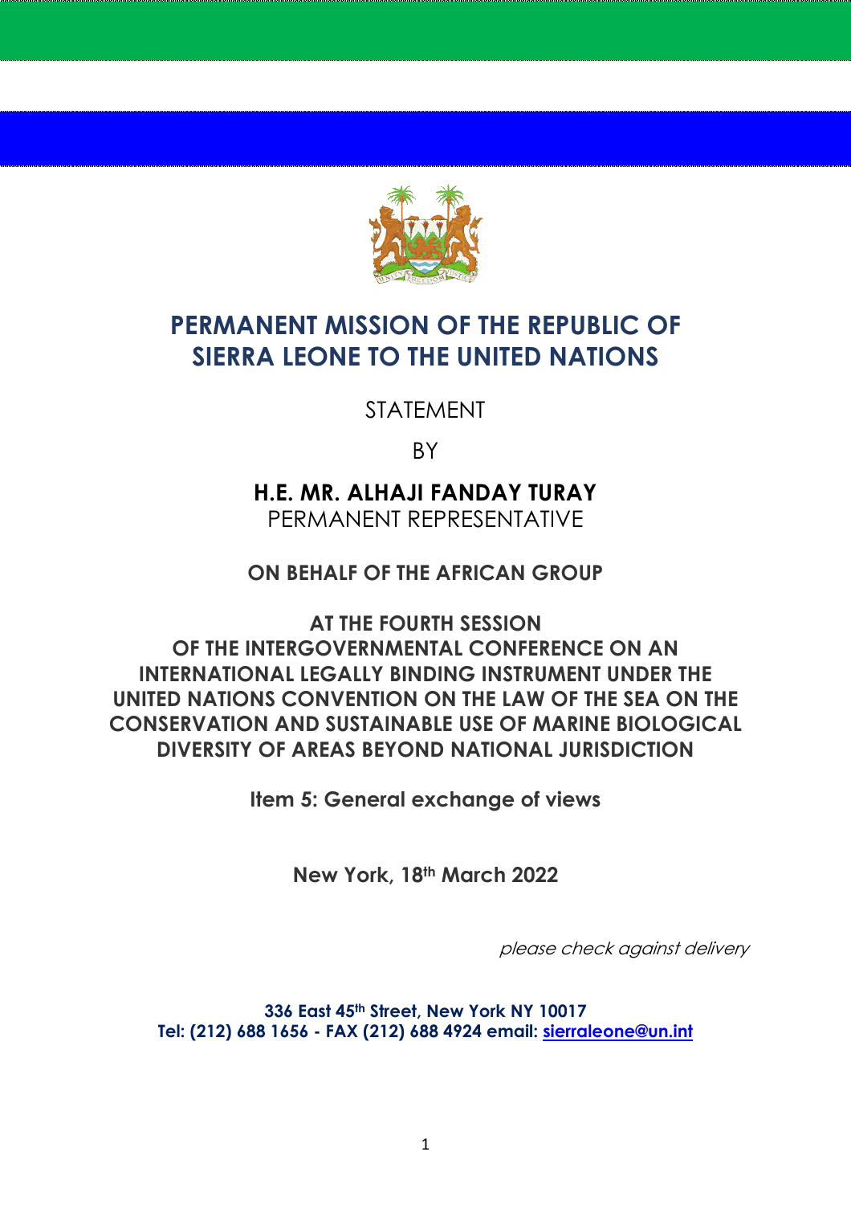# PERMANENT MISSION OF THE REPUBLIC OF SIERRA LEONE TO THE UNITED NATIONS

STATEMENT

BY

**H.E. MR. ALHAJI FANDAY TURAY**
PERMANENT REPRESENTATIVE

**ON BEHALF OF THE AFRICAN GROUP**

**AT THE FOURTH SESSION OF THE INTERGOVERNMENTAL CONFERENCE ON AN INTERNATIONAL LEGALLY BINDING INSTRUMENT UNDER THE UNITED NATIONS CONVENTION ON THE LAW OF THE SEA ON THE CONSERVATION AND SUSTAINABLE USE OF MARINE BIOLOGICAL DIVERSITY OF AREAS BEYOND NATIONAL JURISDICTION**

**Item 5: General exchange of views**

**New York, 18th March 2022**

*please check against delivery*

**336 East 45th Street, New York NY 10017**
**Tel: (212) 688 1656 - FAX (212) 688 4924 email: sierraleone@un.int**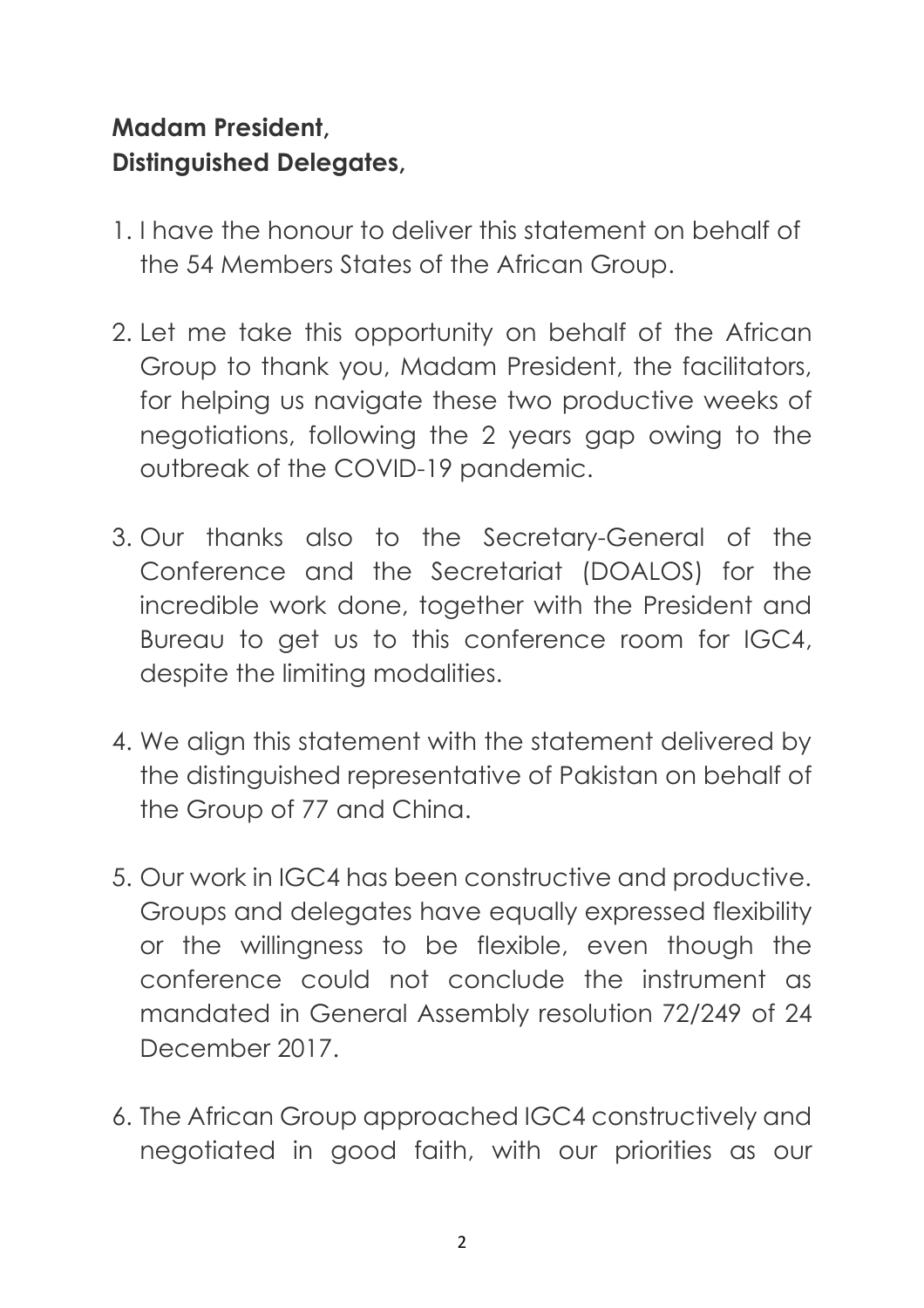**Madam President,**
**Distinguished Delegates,**

1. I have the honour to deliver this statement on behalf of the 54 Members States of the African Group.

2. Let me take this opportunity on behalf of the African Group to thank you, Madam President, the facilitators, for helping us navigate these two productive weeks of negotiations, following the 2 years gap owing to the outbreak of the COVID-19 pandemic.

3. Our thanks also to the Secretary-General of the Conference and the Secretariat (DOALOS) for the incredible work done, together with the President and Bureau to get us to this conference room for IGC4, despite the limiting modalities.

4. We align this statement with the statement delivered by the distinguished representative of Pakistan on behalf of the Group of 77 and China.

5. Our work in IGC4 has been constructive and productive. Groups and delegates have equally expressed flexibility or the willingness to be flexible, even though the conference could not conclude the instrument as mandated in General Assembly resolution 72/249 of 24 December 2017.

6. The African Group approached IGC4 constructively and negotiated in good faith, with our priorities as our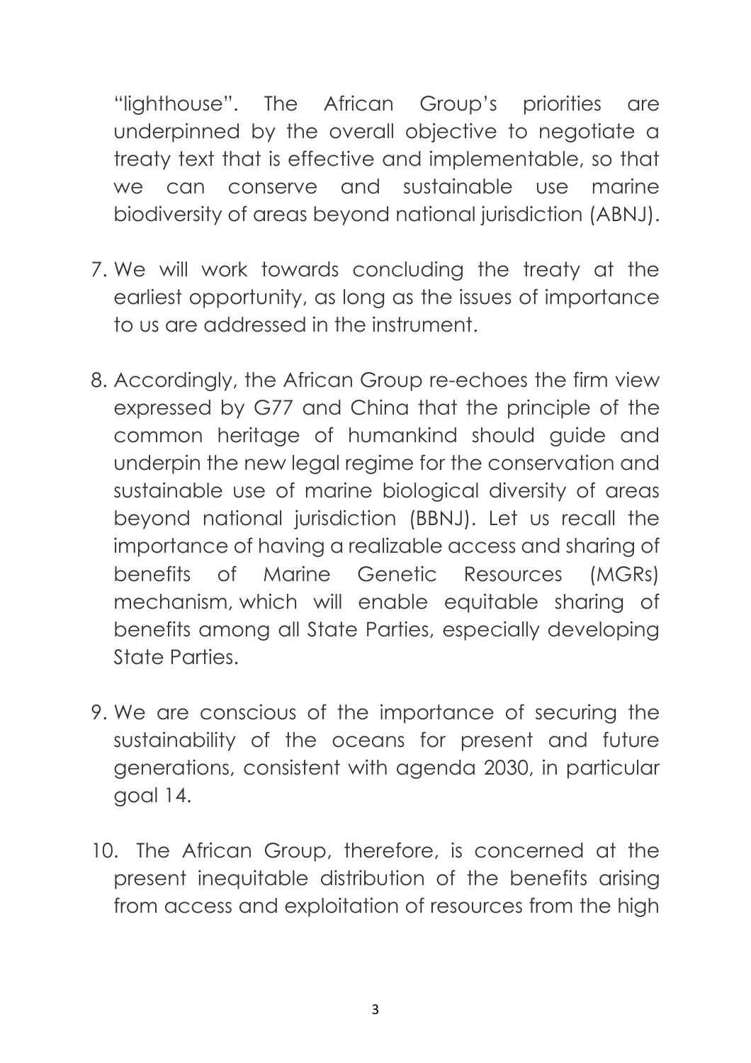"lighthouse". The African Group's priorities are underpinned by the overall objective to negotiate a treaty text that is effective and implementable, so that we can conserve and sustainable use marine biodiversity of areas beyond national jurisdiction (ABNJ).

7. We will work towards concluding the treaty at the earliest opportunity, as long as the issues of importance to us are addressed in the instrument.

8. Accordingly, the African Group re-echoes the firm view expressed by G77 and China that the principle of the common heritage of humankind should guide and underpin the new legal regime for the conservation and sustainable use of marine biological diversity of areas beyond national jurisdiction (BBNJ). Let us recall the importance of having a realizable access and sharing of benefits of Marine Genetic Resources (MGRs) mechanism, which will enable equitable sharing of benefits among all State Parties, especially developing State Parties.

9. We are conscious of the importance of securing the sustainability of the oceans for present and future generations, consistent with agenda 2030, in particular goal 14.

10. The African Group, therefore, is concerned at the present inequitable distribution of the benefits arising from access and exploitation of resources from the high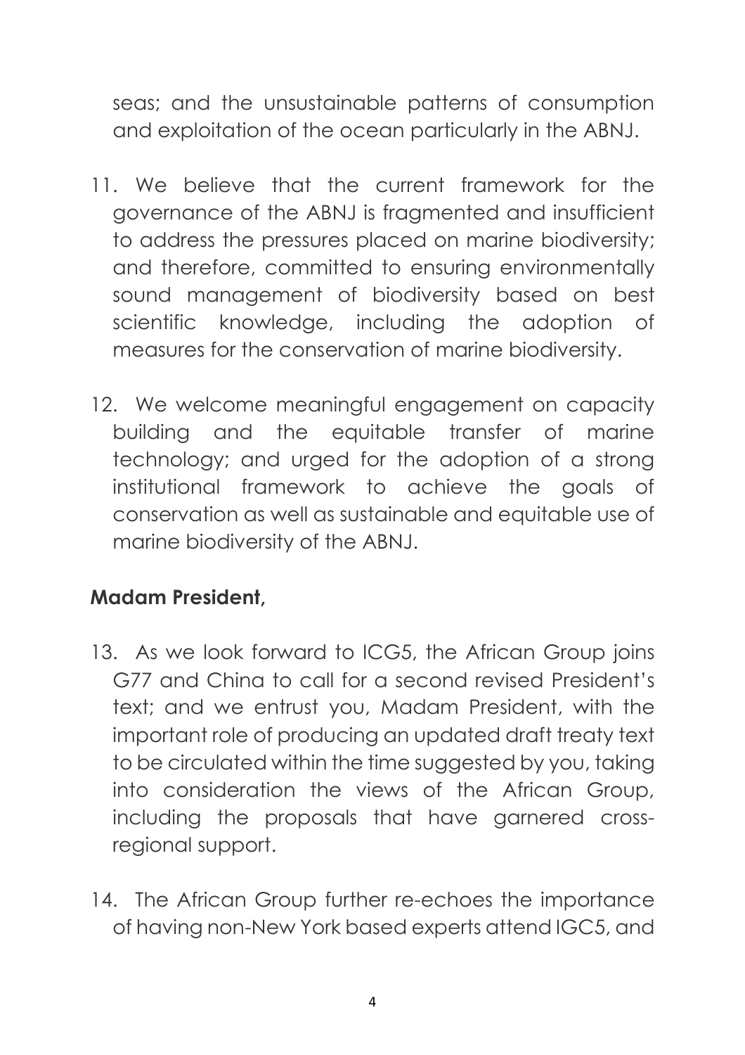seas; and the unsustainable patterns of consumption and exploitation of the ocean particularly in the ABNJ.

11. We believe that the current framework for the governance of the ABNJ is fragmented and insufficient to address the pressures placed on marine biodiversity; and therefore, committed to ensuring environmentally sound management of biodiversity based on best scientific knowledge, including the adoption of measures for the conservation of marine biodiversity.

12. We welcome meaningful engagement on capacity building and the equitable transfer of marine technology; and urged for the adoption of a strong institutional framework to achieve the goals of conservation as well as sustainable and equitable use of marine biodiversity of the ABNJ.

**Madam President,**

13. As we look forward to ICG5, the African Group joins G77 and China to call for a second revised President's text; and we entrust you, Madam President, with the important role of producing an updated draft treaty text to be circulated within the time suggested by you, taking into consideration the views of the African Group, including the proposals that have garnered cross-regional support.

14. The African Group further re-echoes the importance of having non-New York based experts attend IGC5, and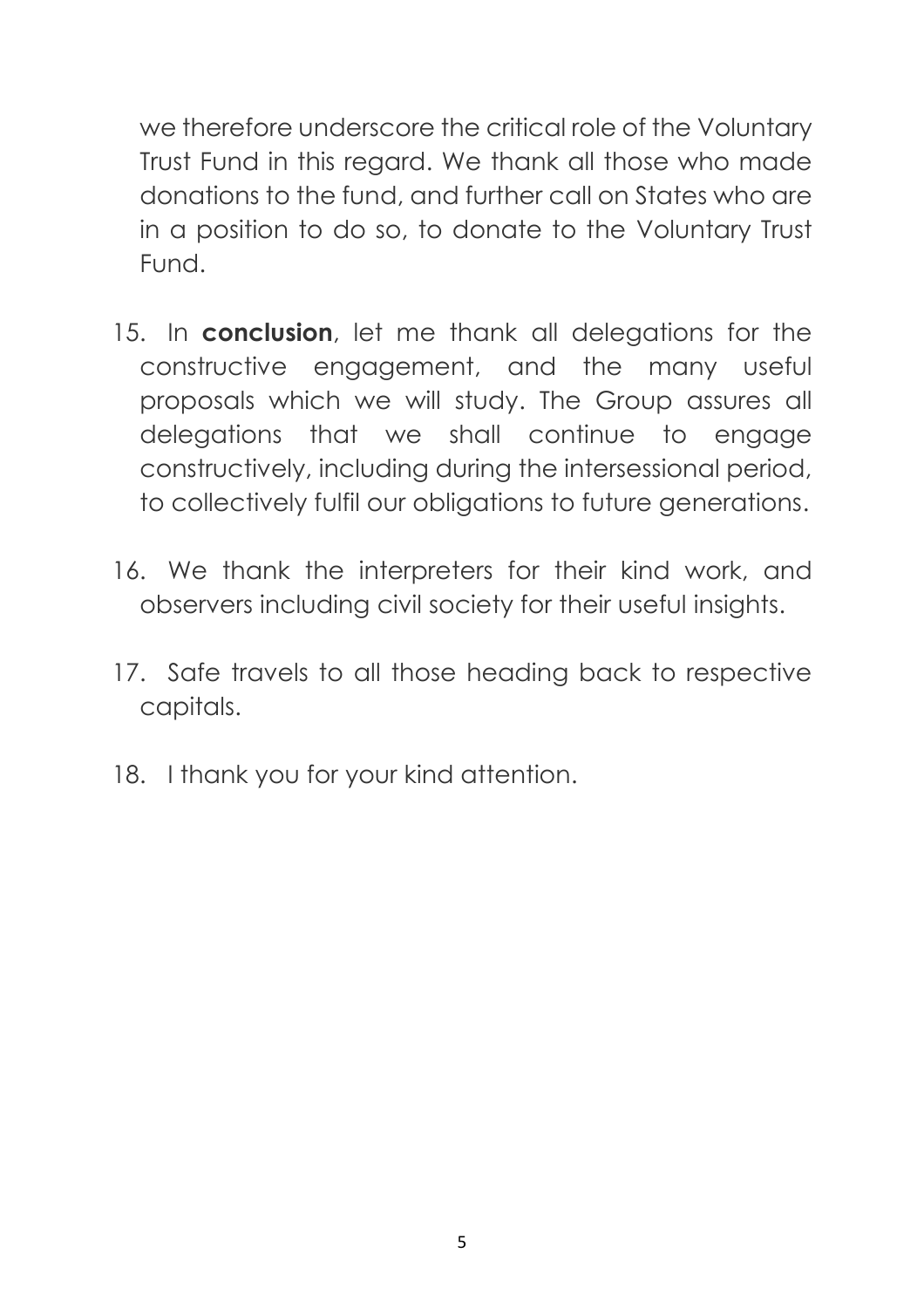we therefore underscore the critical role of the Voluntary Trust Fund in this regard. We thank all those who made donations to the fund, and further call on States who are in a position to do so, to donate to the Voluntary Trust Fund.

15. In **conclusion**, let me thank all delegations for the constructive engagement, and the many useful proposals which we will study. The Group assures all delegations that we shall continue to engage constructively, including during the intersessional period, to collectively fulfil our obligations to future generations.

16. We thank the interpreters for their kind work, and observers including civil society for their useful insights.

17. Safe travels to all those heading back to respective capitals.

18. I thank you for your kind attention.